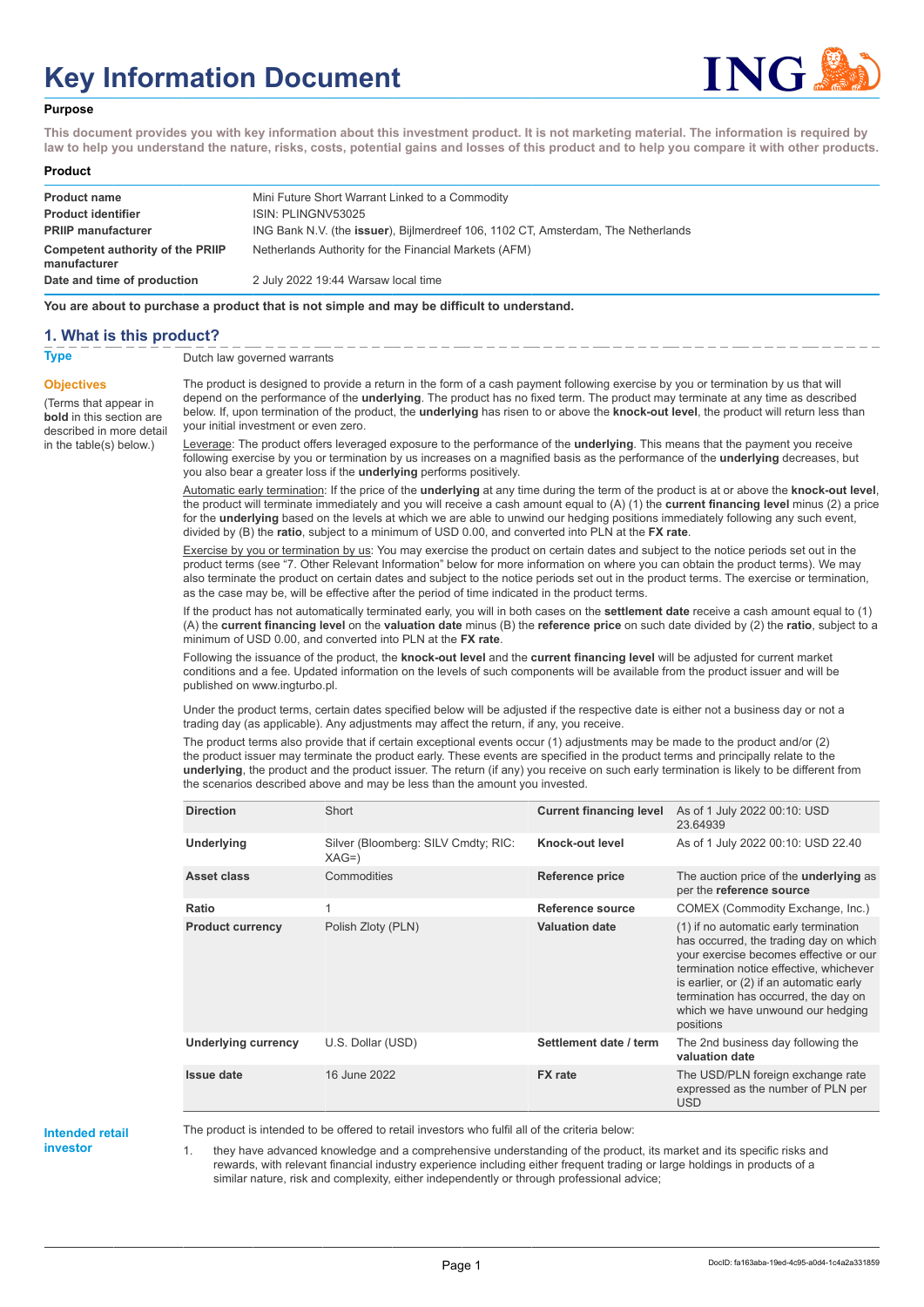# Key Information Document

**Purpose**

**This document provides you with key information about this investment product. It is not marketing material. The information is required by law to help you understand the nature, risks, costs, potential gains and losses of this product and to help you compare it with other products.**

**Product**

| | |
|---|---|
| **Product name** | Mini Future Short Warrant Linked to a Commodity |
| **Product identifier** | ISIN: PLINGNV53025 |
| **PRIIP manufacturer** | ING Bank N.V. (the **issuer**), Bijlmerdreef 106, 1102 CT, Amsterdam, The Netherlands |
| **Competent authority of the PRIIP manufacturer** | Netherlands Authority for the Financial Markets (AFM) |
| **Date and time of production** | 2 July 2022 19:44 Warsaw local time |

**You are about to purchase a product that is not simple and may be difficult to understand.**

## 1. What is this product?

**Type**

Dutch law governed warrants

**Objectives**

(Terms that appear in **bold** in this section are described in more detail in the table(s) below.)

The product is designed to provide a return in the form of a cash payment following exercise by you or termination by us that will depend on the performance of the **underlying**. The product has no fixed term. The product may terminate at any time as described below. If, upon termination of the product, the **underlying** has risen to or above the **knock-out level**, the product will return less than your initial investment or even zero.

Leverage: The product offers leveraged exposure to the performance of the **underlying**. This means that the payment you receive following exercise by you or termination by us increases on a magnified basis as the performance of the **underlying** decreases, but you also bear a greater loss if the **underlying** performs positively.

Automatic early termination: If the price of the **underlying** at any time during the term of the product is at or above the **knock-out level**, the product will terminate immediately and you will receive a cash amount equal to (A) (1) the **current financing level** minus (2) a price for the **underlying** based on the levels at which we are able to unwind our hedging positions immediately following any such event, divided by (B) the **ratio**, subject to a minimum of USD 0.00, and converted into PLN at the **FX rate**.

Exercise by you or termination by us: You may exercise the product on certain dates and subject to the notice periods set out in the product terms (see "7. Other Relevant Information" below for more information on where you can obtain the product terms). We may also terminate the product on certain dates and subject to the notice periods set out in the product terms. The exercise or termination, as the case may be, will be effective after the period of time indicated in the product terms.

If the product has not automatically terminated early, you will in both cases on the **settlement date** receive a cash amount equal to (1) (A) the **current financing level** on the **valuation date** minus (B) the **reference price** on such date divided by (2) the **ratio**, subject to a minimum of USD 0.00, and converted into PLN at the **FX rate**.

Following the issuance of the product, the **knock-out level** and the **current financing level** will be adjusted for current market conditions and a fee. Updated information on the levels of such components will be available from the product issuer and will be published on www.ingturbo.pl.

Under the product terms, certain dates specified below will be adjusted if the respective date is either not a business day or not a trading day (as applicable). Any adjustments may affect the return, if any, you receive.

The product terms also provide that if certain exceptional events occur (1) adjustments may be made to the product and/or (2) the product issuer may terminate the product early. These events are specified in the product terms and principally relate to the **underlying**, the product and the product issuer. The return (if any) you receive on such early termination is likely to be different from the scenarios described above and may be less than the amount you invested.

| | | | |
|---|---|---|---|
| **Direction** | Short | **Current financing level** | As of 1 July 2022 00:10: USD 23.64939 |
| **Underlying** | Silver (Bloomberg: SILV Cmdty; RIC: XAG=) | **Knock-out level** | As of 1 July 2022 00:10: USD 22.40 |
| **Asset class** | Commodities | **Reference price** | The auction price of the **underlying** as per the **reference source** |
| **Ratio** | 1 | **Reference source** | COMEX (Commodity Exchange, Inc.) |
| **Product currency** | Polish Zloty (PLN) | **Valuation date** | (1) if no automatic early termination has occurred, the trading day on which your exercise becomes effective or our termination notice effective, whichever is earlier, or (2) if an automatic early termination has occurred, the day on which we have unwound our hedging positions |
| **Underlying currency** | U.S. Dollar (USD) | **Settlement date / term** | The 2nd business day following the **valuation date** |
| **Issue date** | 16 June 2022 | **FX rate** | The USD/PLN foreign exchange rate expressed as the number of PLN per USD |

**Intended retail investor**

The product is intended to be offered to retail investors who fulfil all of the criteria below:

1. they have advanced knowledge and a comprehensive understanding of the product, its market and its specific risks and rewards, with relevant financial industry experience including either frequent trading or large holdings in products of a similar nature, risk and complexity, either independently or through professional advice;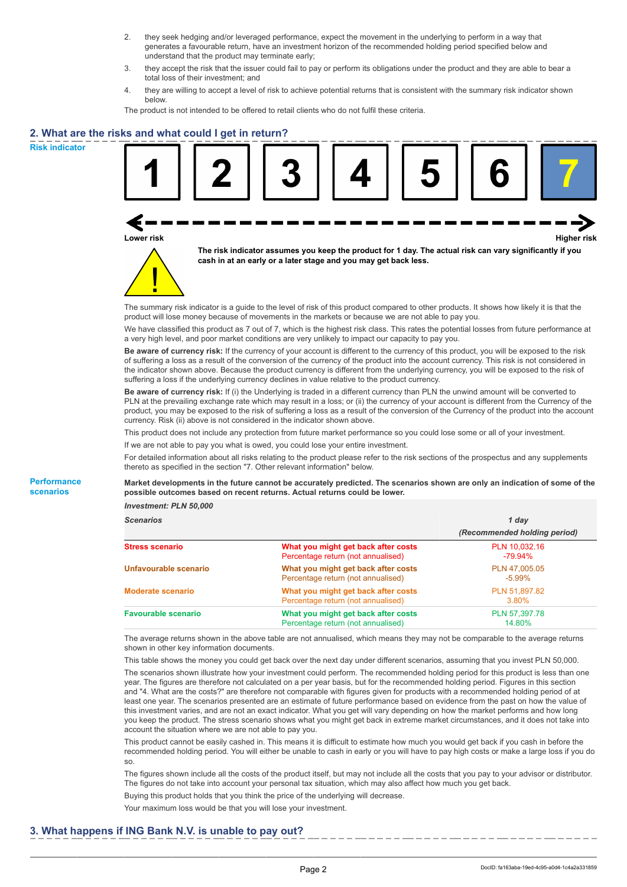2. they seek hedging and/or leveraged performance, expect the movement in the underlying to perform in a way that generates a favourable return, have an investment horizon of the recommended holding period specified below and understand that the product may terminate early;
3. they accept the risk that the issuer could fail to pay or perform its obligations under the product and they are able to bear a total loss of their investment; and
4. they are willing to accept a level of risk to achieve potential returns that is consistent with the summary risk indicator shown below.

The product is not intended to be offered to retail clients who do not fulfil these criteria.

## 2. What are the risks and what could I get in return?

**Risk indicator**

| 1 | 2 | 3 | 4 | 5 | 6 | **7** |
|---|---|---|---|---|---|---|

Lower risk ← → Higher risk

**The risk indicator assumes you keep the product for 1 day. The actual risk can vary significantly if you cash in at an early or a later stage and you may get back less.**

The summary risk indicator is a guide to the level of risk of this product compared to other products. It shows how likely it is that the product will lose money because of movements in the markets or because we are not able to pay you.

We have classified this product as 7 out of 7, which is the highest risk class. This rates the potential losses from future performance at a very high level, and poor market conditions are very unlikely to impact our capacity to pay you.

**Be aware of currency risk:** If the currency of your account is different to the currency of this product, you will be exposed to the risk of suffering a loss as a result of the conversion of the currency of the product into the account currency. This risk is not considered in the indicator shown above. Because the product currency is different from the underlying currency, you will be exposed to the risk of suffering a loss if the underlying currency declines in value relative to the product currency.

**Be aware of currency risk:** If (i) the Underlying is traded in a different currency than PLN the unwind amount will be converted to PLN at the prevailing exchange rate which may result in a loss; or (ii) the currency of your account is different from the Currency of the product, you may be exposed to the risk of suffering a loss as a result of the conversion of the Currency of the product into the account currency. Risk (ii) above is not considered in the indicator shown above.

This product does not include any protection from future market performance so you could lose some or all of your investment.

If we are not able to pay you what is owed, you could lose your entire investment.

For detailed information about all risks relating to the product please refer to the risk sections of the prospectus and any supplements thereto as specified in the section "7. Other relevant information" below.

**Performance scenarios**

**Market developments in the future cannot be accurately predicted. The scenarios shown are only an indication of some of the possible outcomes based on recent returns. Actual returns could be lower.**

*Investment: PLN 50,000*

| *Scenarios* | | *1 day (Recommended holding period)* |
|---|---|---|
| **Stress scenario** | **What you might get back after costs** Percentage return (not annualised) | PLN 10,032.16 -79.94% |
| **Unfavourable scenario** | **What you might get back after costs** Percentage return (not annualised) | PLN 47,005.05 -5.99% |
| **Moderate scenario** | **What you might get back after costs** Percentage return (not annualised) | PLN 51,897.82 3.80% |
| **Favourable scenario** | **What you might get back after costs** Percentage return (not annualised) | PLN 57,397.78 14.80% |

The average returns shown in the above table are not annualised, which means they may not be comparable to the average returns shown in other key information documents.

This table shows the money you could get back over the next day under different scenarios, assuming that you invest PLN 50,000.

The scenarios shown illustrate how your investment could perform. The recommended holding period for this product is less than one year. The figures are therefore not calculated on a per year basis, but for the recommended holding period. Figures in this section and "4. What are the costs?" are therefore not comparable with figures given for products with a recommended holding period of at least one year. The scenarios presented are an estimate of future performance based on evidence from the past on how the value of this investment varies, and are not an exact indicator. What you get will vary depending on how the market performs and how long you keep the product. The stress scenario shows what you might get back in extreme market circumstances, and it does not take into account the situation where we are not able to pay you.

This product cannot be easily cashed in. This means it is difficult to estimate how much you would get back if you cash in before the recommended holding period. You will either be unable to cash in early or you will have to pay high costs or make a large loss if you do so.

The figures shown include all the costs of the product itself, but may not include all the costs that you pay to your advisor or distributor. The figures do not take into account your personal tax situation, which may also affect how much you get back.

Buying this product holds that you think the price of the underlying will decrease.

Your maximum loss would be that you will lose your investment.

## 3. What happens if ING Bank N.V. is unable to pay out?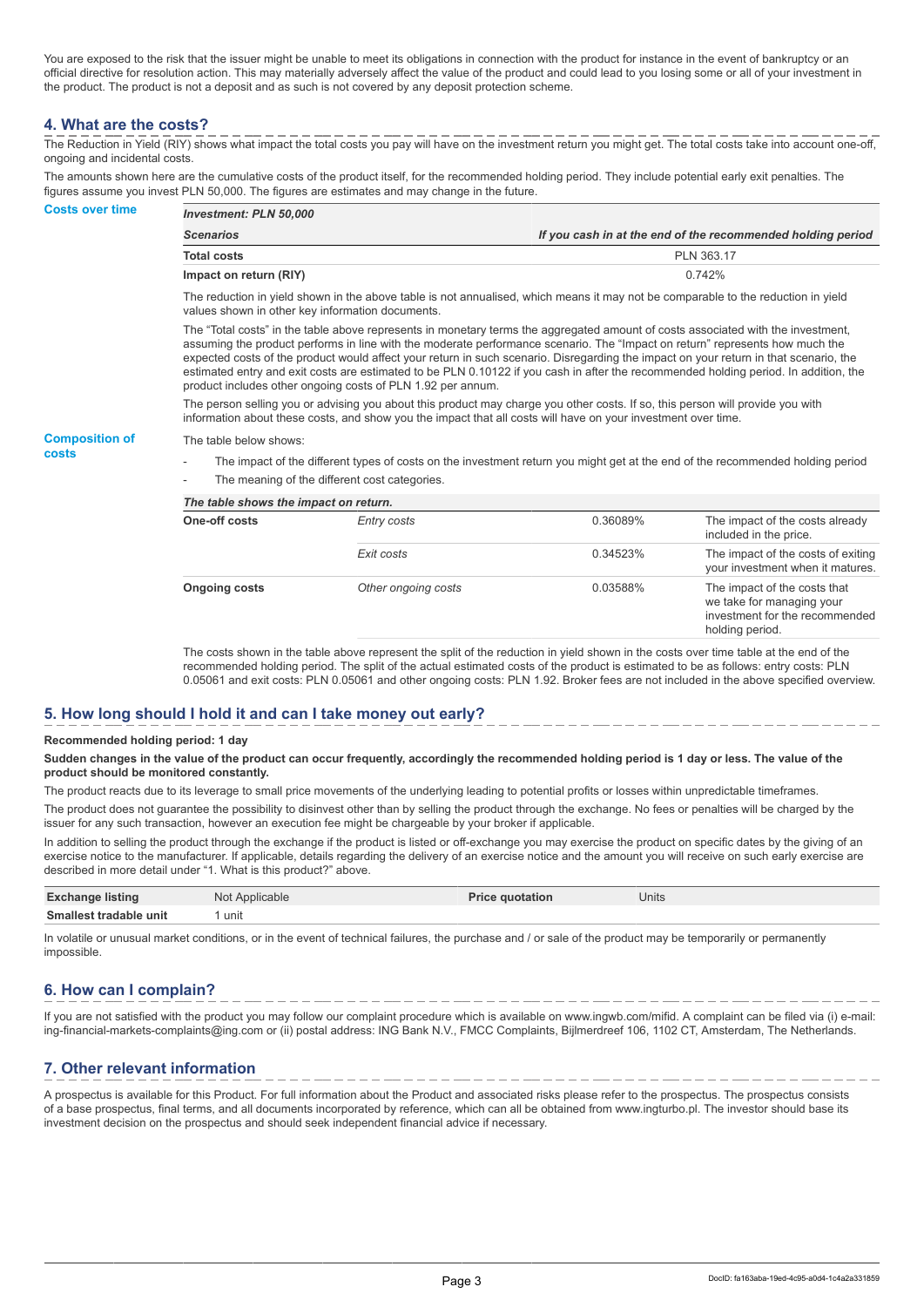You are exposed to the risk that the issuer might be unable to meet its obligations in connection with the product for instance in the event of bankruptcy or an official directive for resolution action. This may materially adversely affect the value of the product and could lead to you losing some or all of your investment in the product. The product is not a deposit and as such is not covered by any deposit protection scheme.

## 4. What are the costs?

The Reduction in Yield (RIY) shows what impact the total costs you pay will have on the investment return you might get. The total costs take into account one-off, ongoing and incidental costs.

The amounts shown here are the cumulative costs of the product itself, for the recommended holding period. They include potential early exit penalties. The figures assume you invest PLN 50,000. The figures are estimates and may change in the future.

### Costs over time

| *Investment: PLN 50,000* | |
|---|---|
| ***Scenarios*** | ***If you cash in at the end of the recommended holding period*** |
| **Total costs** | PLN 363.17 |
| **Impact on return (RIY)** | 0.742% |

The reduction in yield shown in the above table is not annualised, which means it may not be comparable to the reduction in yield values shown in other key information documents.

The "Total costs" in the table above represents in monetary terms the aggregated amount of costs associated with the investment, assuming the product performs in line with the moderate performance scenario. The "Impact on return" represents how much the expected costs of the product would affect your return in such scenario. Disregarding the impact on your return in that scenario, the estimated entry and exit costs are estimated to be PLN 0.10122 if you cash in after the recommended holding period. In addition, the product includes other ongoing costs of PLN 1.92 per annum.

The person selling you or advising you about this product may charge you other costs. If so, this person will provide you with information about these costs, and show you the impact that all costs will have on your investment over time.

### Composition of costs

The table below shows:

- The impact of the different types of costs on the investment return you might get at the end of the recommended holding period
- The meaning of the different cost categories.

| *The table shows the impact on return.* | | | |
|---|---|---|---|
| **One-off costs** | *Entry costs* | 0.36089% | The impact of the costs already included in the price. |
| | *Exit costs* | 0.34523% | The impact of the costs of exiting your investment when it matures. |
| **Ongoing costs** | *Other ongoing costs* | 0.03588% | The impact of the costs that we take for managing your investment for the recommended holding period. |

The costs shown in the table above represent the split of the reduction in yield shown in the costs over time table at the end of the recommended holding period. The split of the actual estimated costs of the product is estimated to be as follows: entry costs: PLN 0.05061 and exit costs: PLN 0.05061 and other ongoing costs: PLN 1.92. Broker fees are not included in the above specified overview.

## 5. How long should I hold it and can I take money out early?

**Recommended holding period: 1 day**

**Sudden changes in the value of the product can occur frequently, accordingly the recommended holding period is 1 day or less. The value of the product should be monitored constantly.**

The product reacts due to its leverage to small price movements of the underlying leading to potential profits or losses within unpredictable timeframes.

The product does not guarantee the possibility to disinvest other than by selling the product through the exchange. No fees or penalties will be charged by the issuer for any such transaction, however an execution fee might be chargeable by your broker if applicable.

In addition to selling the product through the exchange if the product is listed or off-exchange you may exercise the product on specific dates by the giving of an exercise notice to the manufacturer. If applicable, details regarding the delivery of an exercise notice and the amount you will receive on such early exercise are described in more detail under "1. What is this product?" above.

| | | | |
|---|---|---|---|
| **Exchange listing** | Not Applicable | **Price quotation** | Units |
| **Smallest tradable unit** | 1 unit | | |

In volatile or unusual market conditions, or in the event of technical failures, the purchase and / or sale of the product may be temporarily or permanently impossible.

## 6. How can I complain?

If you are not satisfied with the product you may follow our complaint procedure which is available on www.ingwb.com/mifid. A complaint can be filed via (i) e-mail: ing-financial-markets-complaints@ing.com or (ii) postal address: ING Bank N.V., FMCC Complaints, Bijlmerdreef 106, 1102 CT, Amsterdam, The Netherlands.

## 7. Other relevant information

A prospectus is available for this Product. For full information about the Product and associated risks please refer to the prospectus. The prospectus consists of a base prospectus, final terms, and all documents incorporated by reference, which can all be obtained from www.ingturbo.pl. The investor should base its investment decision on the prospectus and should seek independent financial advice if necessary.